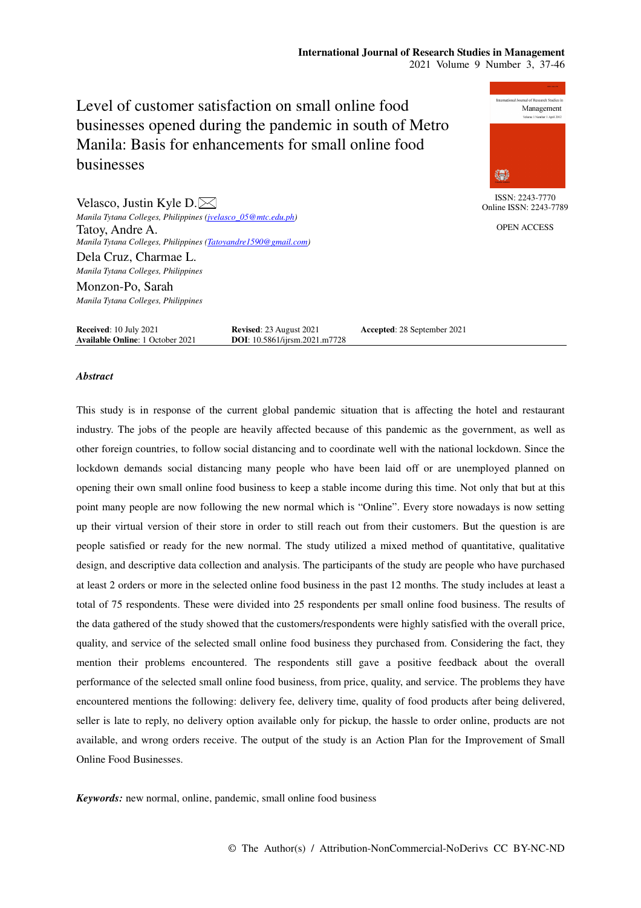# Level of customer satisfaction on small online food businesses opened during the pandemic in south of Metro Manila: Basis for enhancements for small online food businesses

ISSN: 2243-7770
Online ISSN: 2243-7789

OPEN ACCESS

**Velasco, Justin Kyle D.**
*Manila Tytana Colleges, Philippines (jvelasco_05@mtc.edu.ph)*

**Tatoy, Andre A.**
*Manila Tytana Colleges, Philippines (Tatoyandre1590@gmail.com)*

**Dela Cruz, Charmae L.**
*Manila Tytana Colleges, Philippines*

**Monzon-Po, Sarah**
*Manila Tytana Colleges, Philippines*

**Received**: 10 July 2021 **Revised**: 23 August 2021 **Accepted**: 28 September 2021
**Available Online**: 1 October 2021 **DOI**: 10.5861/ijrsm.2021.m7728

## *Abstract*

This study is in response of the current global pandemic situation that is affecting the hotel and restaurant industry. The jobs of the people are heavily affected because of this pandemic as the government, as well as other foreign countries, to follow social distancing and to coordinate well with the national lockdown. Since the lockdown demands social distancing many people who have been laid off or are unemployed planned on opening their own small online food business to keep a stable income during this time. Not only that but at this point many people are now following the new normal which is "Online". Every store nowadays is now setting up their virtual version of their store in order to still reach out from their customers. But the question is are people satisfied or ready for the new normal. The study utilized a mixed method of quantitative, qualitative design, and descriptive data collection and analysis. The participants of the study are people who have purchased at least 2 orders or more in the selected online food business in the past 12 months. The study includes at least a total of 75 respondents. These were divided into 25 respondents per small online food business. The results of the data gathered of the study showed that the customers/respondents were highly satisfied with the overall price, quality, and service of the selected small online food business they purchased from. Considering the fact, they mention their problems encountered. The respondents still gave a positive feedback about the overall performance of the selected small online food business, from price, quality, and service. The problems they have encountered mentions the following: delivery fee, delivery time, quality of food products after being delivered, seller is late to reply, no delivery option available only for pickup, the hassle to order online, products are not available, and wrong orders receive. The output of the study is an Action Plan for the Improvement of Small Online Food Businesses.

***Keywords:*** new normal, online, pandemic, small online food business

© The Author(s) / Attribution-NonCommercial-NoDerivs CC BY-NC-ND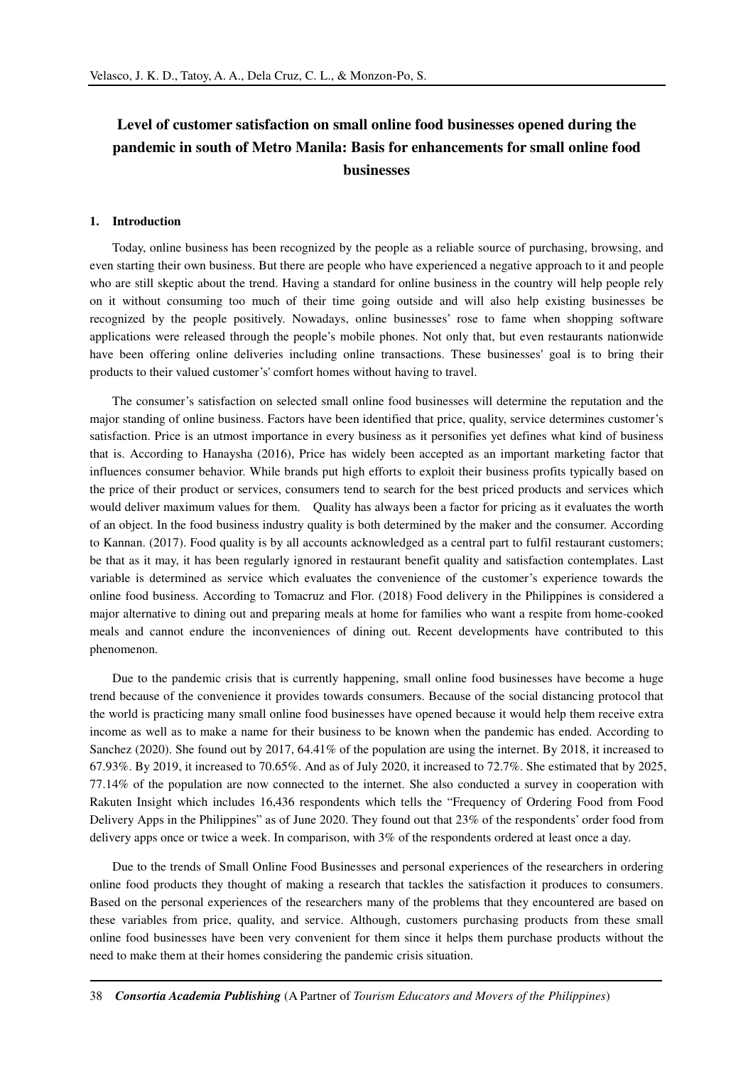# Level of customer satisfaction on small online food businesses opened during the pandemic in south of Metro Manila: Basis for enhancements for small online food businesses

## 1. Introduction

Today, online business has been recognized by the people as a reliable source of purchasing, browsing, and even starting their own business. But there are people who have experienced a negative approach to it and people who are still skeptic about the trend. Having a standard for online business in the country will help people rely on it without consuming too much of their time going outside and will also help existing businesses be recognized by the people positively. Nowadays, online businesses' rose to fame when shopping software applications were released through the people's mobile phones. Not only that, but even restaurants nationwide have been offering online deliveries including online transactions. These businesses' goal is to bring their products to their valued customer's' comfort homes without having to travel.

The consumer's satisfaction on selected small online food businesses will determine the reputation and the major standing of online business. Factors have been identified that price, quality, service determines customer's satisfaction. Price is an utmost importance in every business as it personifies yet defines what kind of business that is. According to Hanaysha (2016), Price has widely been accepted as an important marketing factor that influences consumer behavior. While brands put high efforts to exploit their business profits typically based on the price of their product or services, consumers tend to search for the best priced products and services which would deliver maximum values for them. Quality has always been a factor for pricing as it evaluates the worth of an object. In the food business industry quality is both determined by the maker and the consumer. According to Kannan. (2017). Food quality is by all accounts acknowledged as a central part to fulfil restaurant customers; be that as it may, it has been regularly ignored in restaurant benefit quality and satisfaction contemplates. Last variable is determined as service which evaluates the convenience of the customer's experience towards the online food business. According to Tomacruz and Flor. (2018) Food delivery in the Philippines is considered a major alternative to dining out and preparing meals at home for families who want a respite from home-cooked meals and cannot endure the inconveniences of dining out. Recent developments have contributed to this phenomenon.

Due to the pandemic crisis that is currently happening, small online food businesses have become a huge trend because of the convenience it provides towards consumers. Because of the social distancing protocol that the world is practicing many small online food businesses have opened because it would help them receive extra income as well as to make a name for their business to be known when the pandemic has ended. According to Sanchez (2020). She found out by 2017, 64.41% of the population are using the internet. By 2018, it increased to 67.93%. By 2019, it increased to 70.65%. And as of July 2020, it increased to 72.7%. She estimated that by 2025, 77.14% of the population are now connected to the internet. She also conducted a survey in cooperation with Rakuten Insight which includes 16,436 respondents which tells the "Frequency of Ordering Food from Food Delivery Apps in the Philippines" as of June 2020. They found out that 23% of the respondents' order food from delivery apps once or twice a week. In comparison, with 3% of the respondents ordered at least once a day.

Due to the trends of Small Online Food Businesses and personal experiences of the researchers in ordering online food products they thought of making a research that tackles the satisfaction it produces to consumers. Based on the personal experiences of the researchers many of the problems that they encountered are based on these variables from price, quality, and service. Although, customers purchasing products from these small online food businesses have been very convenient for them since it helps them purchase products without the need to make them at their homes considering the pandemic crisis situation.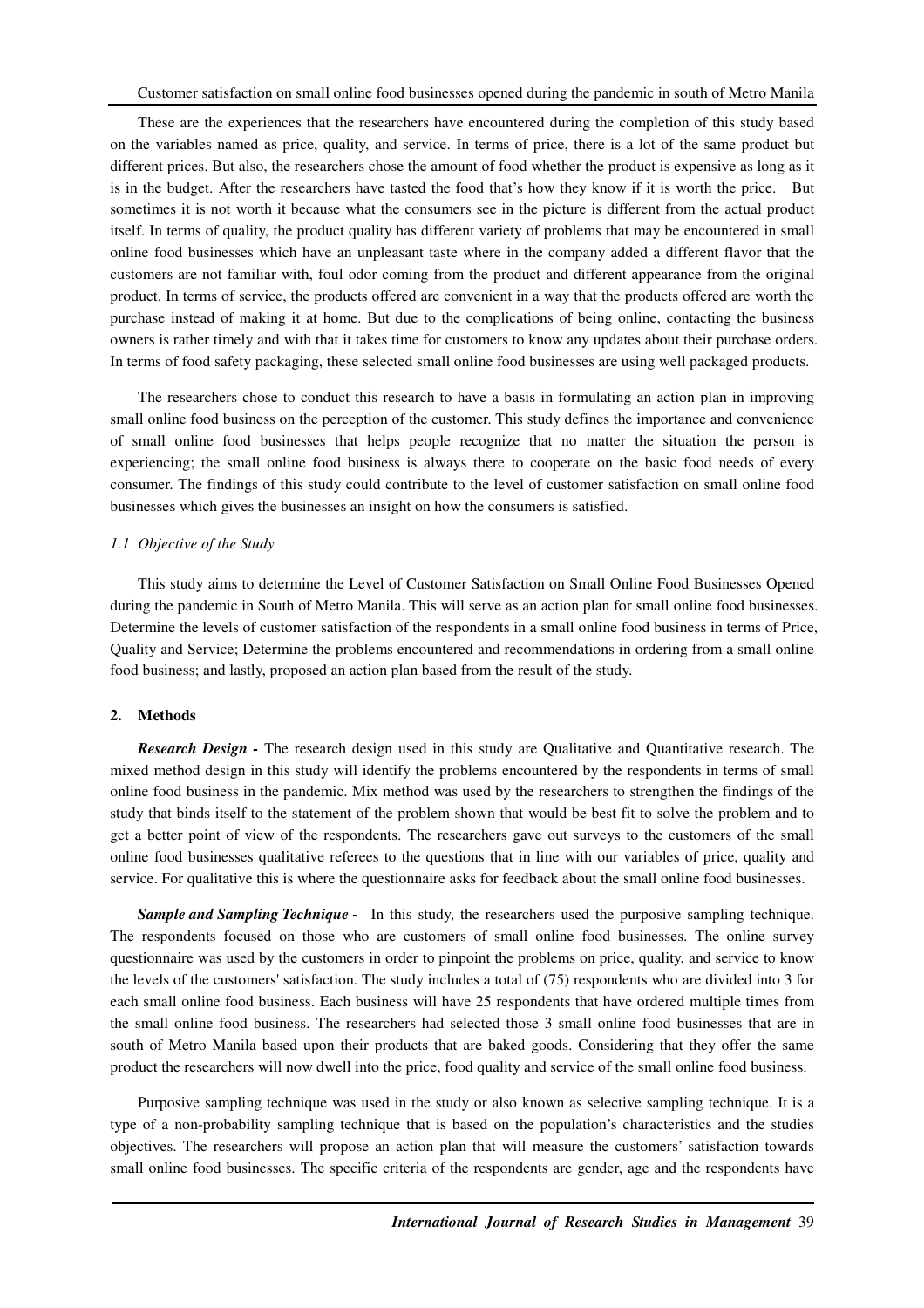These are the experiences that the researchers have encountered during the completion of this study based on the variables named as price, quality, and service. In terms of price, there is a lot of the same product but different prices. But also, the researchers chose the amount of food whether the product is expensive as long as it is in the budget. After the researchers have tasted the food that's how they know if it is worth the price. But sometimes it is not worth it because what the consumers see in the picture is different from the actual product itself. In terms of quality, the product quality has different variety of problems that may be encountered in small online food businesses which have an unpleasant taste where in the company added a different flavor that the customers are not familiar with, foul odor coming from the product and different appearance from the original product. In terms of service, the products offered are convenient in a way that the products offered are worth the purchase instead of making it at home. But due to the complications of being online, contacting the business owners is rather timely and with that it takes time for customers to know any updates about their purchase orders. In terms of food safety packaging, these selected small online food businesses are using well packaged products.

The researchers chose to conduct this research to have a basis in formulating an action plan in improving small online food business on the perception of the customer. This study defines the importance and convenience of small online food businesses that helps people recognize that no matter the situation the person is experiencing; the small online food business is always there to cooperate on the basic food needs of every consumer. The findings of this study could contribute to the level of customer satisfaction on small online food businesses which gives the businesses an insight on how the consumers is satisfied.

### *1.1 Objective of the Study*

This study aims to determine the Level of Customer Satisfaction on Small Online Food Businesses Opened during the pandemic in South of Metro Manila. This will serve as an action plan for small online food businesses. Determine the levels of customer satisfaction of the respondents in a small online food business in terms of Price, Quality and Service; Determine the problems encountered and recommendations in ordering from a small online food business; and lastly, proposed an action plan based from the result of the study.

## 2. Methods

***Research Design -*** The research design used in this study are Qualitative and Quantitative research. The mixed method design in this study will identify the problems encountered by the respondents in terms of small online food business in the pandemic. Mix method was used by the researchers to strengthen the findings of the study that binds itself to the statement of the problem shown that would be best fit to solve the problem and to get a better point of view of the respondents. The researchers gave out surveys to the customers of the small online food businesses qualitative referees to the questions that in line with our variables of price, quality and service. For qualitative this is where the questionnaire asks for feedback about the small online food businesses.

***Sample and Sampling Technique -*** In this study, the researchers used the purposive sampling technique. The respondents focused on those who are customers of small online food businesses. The online survey questionnaire was used by the customers in order to pinpoint the problems on price, quality, and service to know the levels of the customers' satisfaction. The study includes a total of (75) respondents who are divided into 3 for each small online food business. Each business will have 25 respondents that have ordered multiple times from the small online food business. The researchers had selected those 3 small online food businesses that are in south of Metro Manila based upon their products that are baked goods. Considering that they offer the same product the researchers will now dwell into the price, food quality and service of the small online food business.

Purposive sampling technique was used in the study or also known as selective sampling technique. It is a type of a non-probability sampling technique that is based on the population's characteristics and the studies objectives. The researchers will propose an action plan that will measure the customers' satisfaction towards small online food businesses. The specific criteria of the respondents are gender, age and the respondents have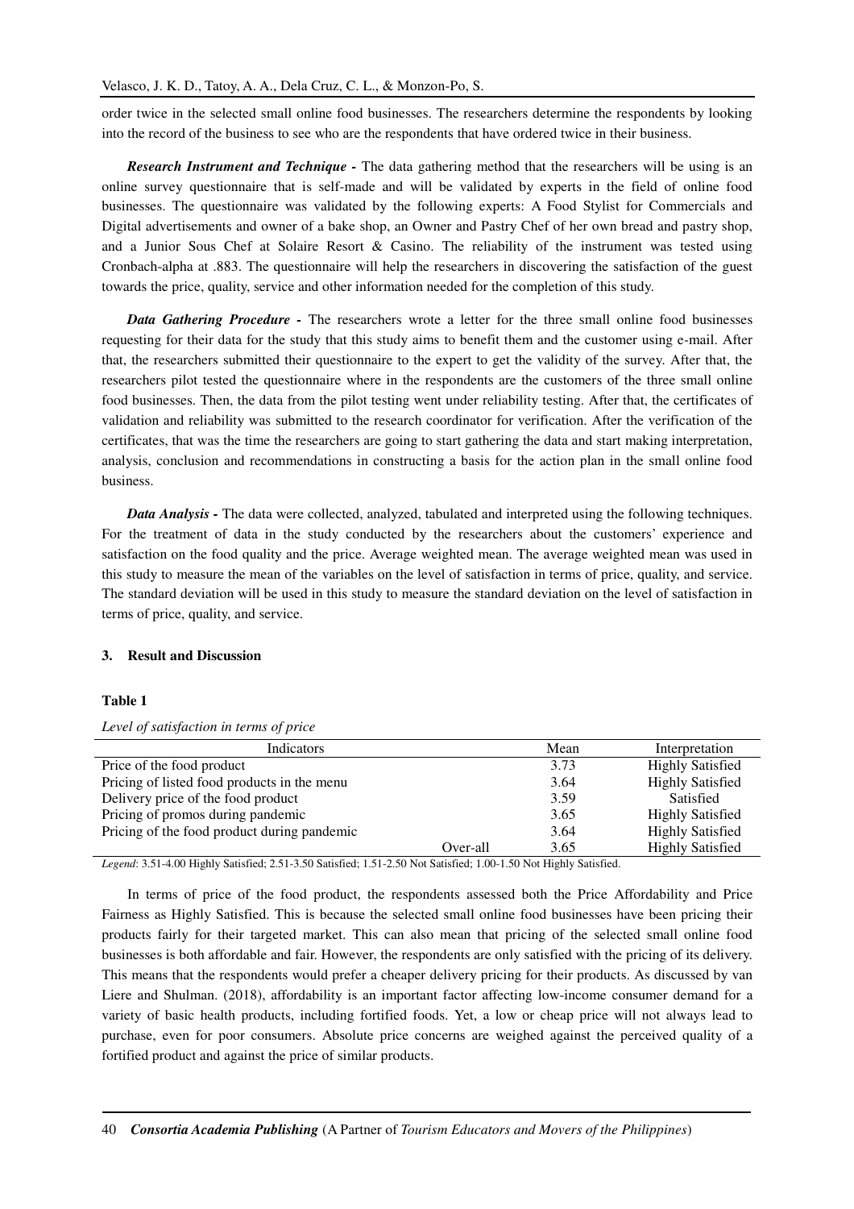order twice in the selected small online food businesses. The researchers determine the respondents by looking into the record of the business to see who are the respondents that have ordered twice in their business.

***Research Instrument and Technique -*** The data gathering method that the researchers will be using is an online survey questionnaire that is self-made and will be validated by experts in the field of online food businesses. The questionnaire was validated by the following experts: A Food Stylist for Commercials and Digital advertisements and owner of a bake shop, an Owner and Pastry Chef of her own bread and pastry shop, and a Junior Sous Chef at Solaire Resort & Casino. The reliability of the instrument was tested using Cronbach-alpha at .883. The questionnaire will help the researchers in discovering the satisfaction of the guest towards the price, quality, service and other information needed for the completion of this study.

***Data Gathering Procedure -*** The researchers wrote a letter for the three small online food businesses requesting for their data for the study that this study aims to benefit them and the customer using e-mail. After that, the researchers submitted their questionnaire to the expert to get the validity of the survey. After that, the researchers pilot tested the questionnaire where in the respondents are the customers of the three small online food businesses. Then, the data from the pilot testing went under reliability testing. After that, the certificates of validation and reliability was submitted to the research coordinator for verification. After the verification of the certificates, that was the time the researchers are going to start gathering the data and start making interpretation, analysis, conclusion and recommendations in constructing a basis for the action plan in the small online food business.

***Data Analysis -*** The data were collected, analyzed, tabulated and interpreted using the following techniques. For the treatment of data in the study conducted by the researchers about the customers' experience and satisfaction on the food quality and the price. Average weighted mean. The average weighted mean was used in this study to measure the mean of the variables on the level of satisfaction in terms of price, quality, and service. The standard deviation will be used in this study to measure the standard deviation on the level of satisfaction in terms of price, quality, and service.

## 3. Result and Discussion

**Table 1**

*Level of satisfaction in terms of price*

| Indicators | | Mean | Interpretation |
|---|---|---|---|
| Price of the food product | | 3.73 | Highly Satisfied |
| Pricing of listed food products in the menu | | 3.64 | Highly Satisfied |
| Delivery price of the food product | | 3.59 | Satisfied |
| Pricing of promos during pandemic | | 3.65 | Highly Satisfied |
| Pricing of the food product during pandemic | | 3.64 | Highly Satisfied |
| | Over-all | 3.65 | Highly Satisfied |

*Legend*: 3.51-4.00 Highly Satisfied; 2.51-3.50 Satisfied; 1.51-2.50 Not Satisfied; 1.00-1.50 Not Highly Satisfied.

In terms of price of the food product, the respondents assessed both the Price Affordability and Price Fairness as Highly Satisfied. This is because the selected small online food businesses have been pricing their products fairly for their targeted market. This can also mean that pricing of the selected small online food businesses is both affordable and fair. However, the respondents are only satisfied with the pricing of its delivery. This means that the respondents would prefer a cheaper delivery pricing for their products. As discussed by van Liere and Shulman. (2018), affordability is an important factor affecting low-income consumer demand for a variety of basic health products, including fortified foods. Yet, a low or cheap price will not always lead to purchase, even for poor consumers. Absolute price concerns are weighed against the perceived quality of a fortified product and against the price of similar products.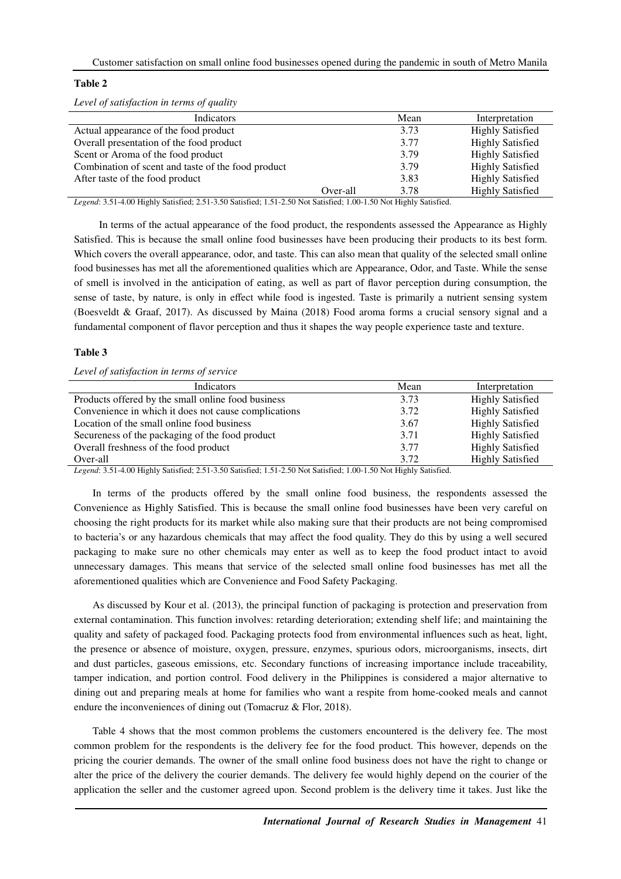**Table 2**

*Level of satisfaction in terms of quality*

| Indicators | Mean | Interpretation |
|---|---|---|
| Actual appearance of the food product | 3.73 | Highly Satisfied |
| Overall presentation of the food product | 3.77 | Highly Satisfied |
| Scent or Aroma of the food product | 3.79 | Highly Satisfied |
| Combination of scent and taste of the food product | 3.79 | Highly Satisfied |
| After taste of the food product | 3.83 | Highly Satisfied |
| Over-all | 3.78 | Highly Satisfied |

*Legend*: 3.51-4.00 Highly Satisfied; 2.51-3.50 Satisfied; 1.51-2.50 Not Satisfied; 1.00-1.50 Not Highly Satisfied.

In terms of the actual appearance of the food product, the respondents assessed the Appearance as Highly Satisfied. This is because the small online food businesses have been producing their products to its best form. Which covers the overall appearance, odor, and taste. This can also mean that quality of the selected small online food businesses has met all the aforementioned qualities which are Appearance, Odor, and Taste. While the sense of smell is involved in the anticipation of eating, as well as part of flavor perception during consumption, the sense of taste, by nature, is only in effect while food is ingested. Taste is primarily a nutrient sensing system (Boesveldt & Graaf, 2017). As discussed by Maina (2018) Food aroma forms a crucial sensory signal and a fundamental component of flavor perception and thus it shapes the way people experience taste and texture.

**Table 3**

*Level of satisfaction in terms of service*

| Indicators | Mean | Interpretation |
|---|---|---|
| Products offered by the small online food business | 3.73 | Highly Satisfied |
| Convenience in which it does not cause complications | 3.72 | Highly Satisfied |
| Location of the small online food business | 3.67 | Highly Satisfied |
| Secureness of the packaging of the food product | 3.71 | Highly Satisfied |
| Overall freshness of the food product | 3.77 | Highly Satisfied |
| Over-all | 3.72 | Highly Satisfied |

*Legend*: 3.51-4.00 Highly Satisfied; 2.51-3.50 Satisfied; 1.51-2.50 Not Satisfied; 1.00-1.50 Not Highly Satisfied.

In terms of the products offered by the small online food business, the respondents assessed the Convenience as Highly Satisfied. This is because the small online food businesses have been very careful on choosing the right products for its market while also making sure that their products are not being compromised to bacteria's or any hazardous chemicals that may affect the food quality. They do this by using a well secured packaging to make sure no other chemicals may enter as well as to keep the food product intact to avoid unnecessary damages. This means that service of the selected small online food businesses has met all the aforementioned qualities which are Convenience and Food Safety Packaging.

As discussed by Kour et al. (2013), the principal function of packaging is protection and preservation from external contamination. This function involves: retarding deterioration; extending shelf life; and maintaining the quality and safety of packaged food. Packaging protects food from environmental influences such as heat, light, the presence or absence of moisture, oxygen, pressure, enzymes, spurious odors, microorganisms, insects, dirt and dust particles, gaseous emissions, etc. Secondary functions of increasing importance include traceability, tamper indication, and portion control. Food delivery in the Philippines is considered a major alternative to dining out and preparing meals at home for families who want a respite from home-cooked meals and cannot endure the inconveniences of dining out (Tomacruz & Flor, 2018).

Table 4 shows that the most common problems the customers encountered is the delivery fee. The most common problem for the respondents is the delivery fee for the food product. This however, depends on the pricing the courier demands. The owner of the small online food business does not have the right to change or alter the price of the delivery the courier demands. The delivery fee would highly depend on the courier of the application the seller and the customer agreed upon. Second problem is the delivery time it takes. Just like the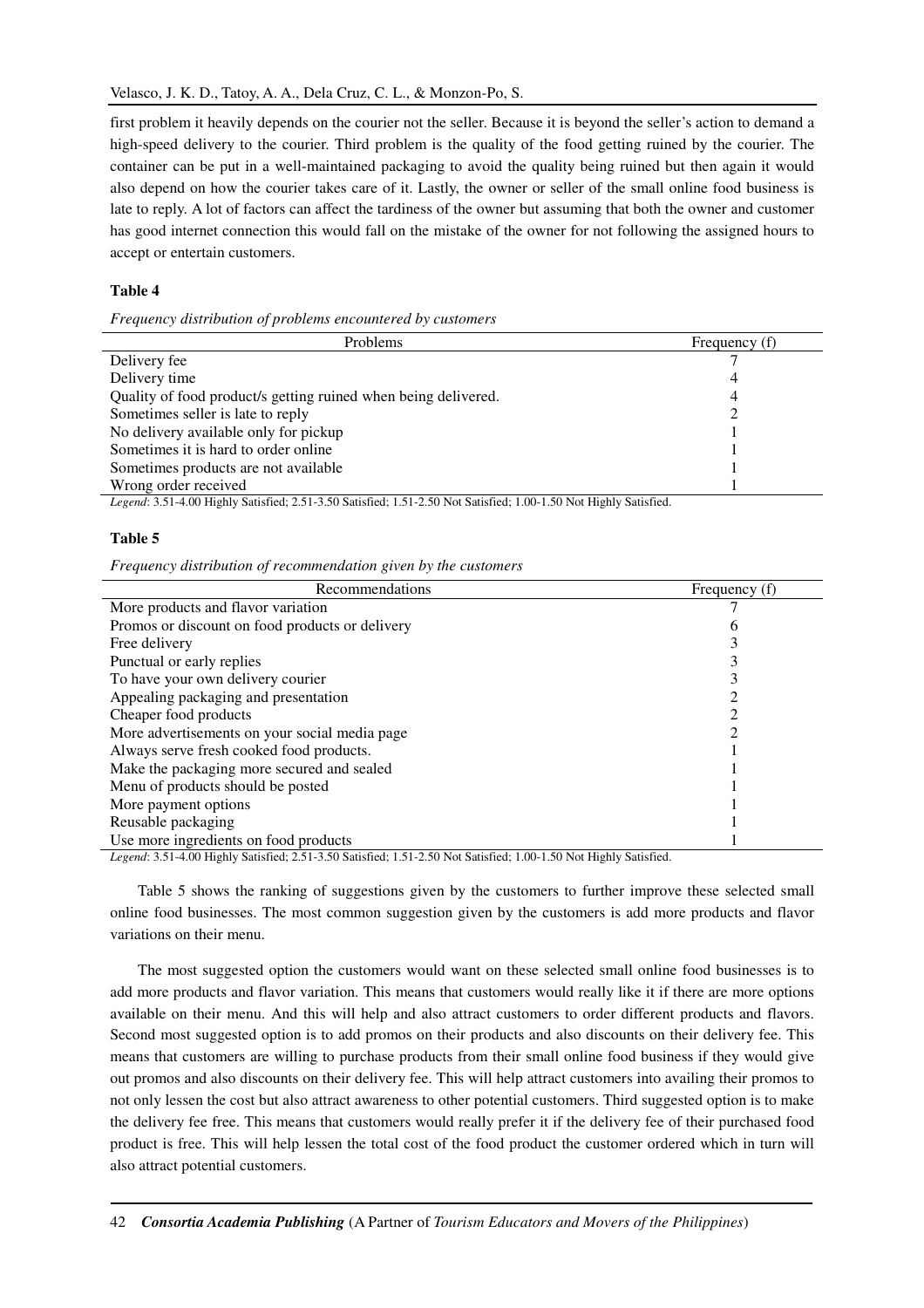first problem it heavily depends on the courier not the seller. Because it is beyond the seller's action to demand a high-speed delivery to the courier. Third problem is the quality of the food getting ruined by the courier. The container can be put in a well-maintained packaging to avoid the quality being ruined but then again it would also depend on how the courier takes care of it. Lastly, the owner or seller of the small online food business is late to reply. A lot of factors can affect the tardiness of the owner but assuming that both the owner and customer has good internet connection this would fall on the mistake of the owner for not following the assigned hours to accept or entertain customers.

**Table 4**

*Frequency distribution of problems encountered by customers*

| Problems | Frequency (f) |
|---|---|
| Delivery fee | 7 |
| Delivery time | 4 |
| Quality of food product/s getting ruined when being delivered. | 4 |
| Sometimes seller is late to reply | 2 |
| No delivery available only for pickup | 1 |
| Sometimes it is hard to order online | 1 |
| Sometimes products are not available | 1 |
| Wrong order received | 1 |

*Legend*: 3.51-4.00 Highly Satisfied; 2.51-3.50 Satisfied; 1.51-2.50 Not Satisfied; 1.00-1.50 Not Highly Satisfied.

**Table 5**

*Frequency distribution of recommendation given by the customers*

| Recommendations | Frequency (f) |
|---|---|
| More products and flavor variation | 7 |
| Promos or discount on food products or delivery | 6 |
| Free delivery | 3 |
| Punctual or early replies | 3 |
| To have your own delivery courier | 3 |
| Appealing packaging and presentation | 2 |
| Cheaper food products | 2 |
| More advertisements on your social media page | 2 |
| Always serve fresh cooked food products. | 1 |
| Make the packaging more secured and sealed | 1 |
| Menu of products should be posted | 1 |
| More payment options | 1 |
| Reusable packaging | 1 |
| Use more ingredients on food products | 1 |

*Legend*: 3.51-4.00 Highly Satisfied; 2.51-3.50 Satisfied; 1.51-2.50 Not Satisfied; 1.00-1.50 Not Highly Satisfied.

Table 5 shows the ranking of suggestions given by the customers to further improve these selected small online food businesses. The most common suggestion given by the customers is add more products and flavor variations on their menu.

The most suggested option the customers would want on these selected small online food businesses is to add more products and flavor variation. This means that customers would really like it if there are more options available on their menu. And this will help and also attract customers to order different products and flavors. Second most suggested option is to add promos on their products and also discounts on their delivery fee. This means that customers are willing to purchase products from their small online food business if they would give out promos and also discounts on their delivery fee. This will help attract customers into availing their promos to not only lessen the cost but also attract awareness to other potential customers. Third suggested option is to make the delivery fee free. This means that customers would really prefer it if the delivery fee of their purchased food product is free. This will help lessen the total cost of the food product the customer ordered which in turn will also attract potential customers.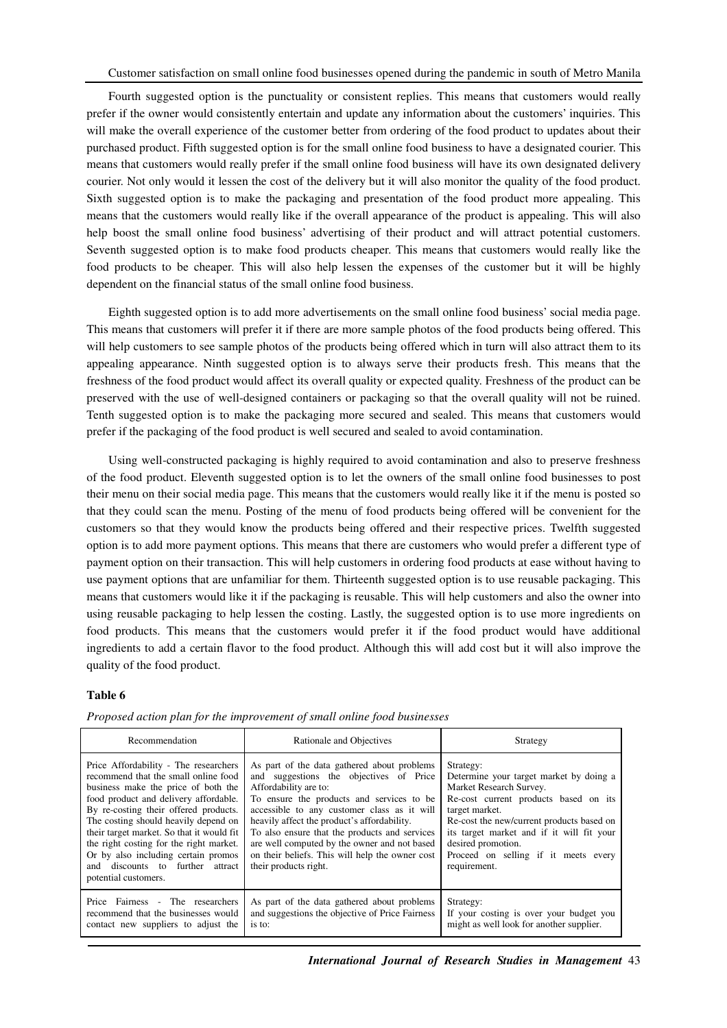Fourth suggested option is the punctuality or consistent replies. This means that customers would really prefer if the owner would consistently entertain and update any information about the customers' inquiries. This will make the overall experience of the customer better from ordering of the food product to updates about their purchased product. Fifth suggested option is for the small online food business to have a designated courier. This means that customers would really prefer if the small online food business will have its own designated delivery courier. Not only would it lessen the cost of the delivery but it will also monitor the quality of the food product. Sixth suggested option is to make the packaging and presentation of the food product more appealing. This means that the customers would really like if the overall appearance of the product is appealing. This will also help boost the small online food business' advertising of their product and will attract potential customers. Seventh suggested option is to make food products cheaper. This means that customers would really like the food products to be cheaper. This will also help lessen the expenses of the customer but it will be highly dependent on the financial status of the small online food business.

Eighth suggested option is to add more advertisements on the small online food business' social media page. This means that customers will prefer it if there are more sample photos of the food products being offered. This will help customers to see sample photos of the products being offered which in turn will also attract them to its appealing appearance. Ninth suggested option is to always serve their products fresh. This means that the freshness of the food product would affect its overall quality or expected quality. Freshness of the product can be preserved with the use of well-designed containers or packaging so that the overall quality will not be ruined. Tenth suggested option is to make the packaging more secured and sealed. This means that customers would prefer if the packaging of the food product is well secured and sealed to avoid contamination.

Using well-constructed packaging is highly required to avoid contamination and also to preserve freshness of the food product. Eleventh suggested option is to let the owners of the small online food businesses to post their menu on their social media page. This means that the customers would really like it if the menu is posted so that they could scan the menu. Posting of the menu of food products being offered will be convenient for the customers so that they would know the products being offered and their respective prices. Twelfth suggested option is to add more payment options. This means that there are customers who would prefer a different type of payment option on their transaction. This will help customers in ordering food products at ease without having to use payment options that are unfamiliar for them. Thirteenth suggested option is to use reusable packaging. This means that customers would like it if the packaging is reusable. This will help customers and also the owner into using reusable packaging to help lessen the costing. Lastly, the suggested option is to use more ingredients on food products. This means that the customers would prefer it if the food product would have additional ingredients to add a certain flavor to the food product. Although this will add cost but it will also improve the quality of the food product.

**Table 6**

*Proposed action plan for the improvement of small online food businesses*

| Recommendation | Rationale and Objectives | Strategy |
|---|---|---|
| Price Affordability - The researchers recommend that the small online food business make the price of both the food product and delivery affordable. By re-costing their offered products. The costing should heavily depend on their target market. So that it would fit the right costing for the right market. Or by also including certain promos and discounts to further attract potential customers. | As part of the data gathered about problems and suggestions the objectives of Price Affordability are to: To ensure the products and services to be accessible to any customer class as it will heavily affect the product's affordability. To also ensure that the products and services are well computed by the owner and not based on their beliefs. This will help the owner cost their products right. | Strategy: Determine your target market by doing a Market Research Survey. Re-cost current products based on its target market. Re-cost the new/current products based on its target market and if it will fit your desired promotion. Proceed on selling if it meets every requirement. |
| Price Fairness - The researchers recommend that the businesses would contact new suppliers to adjust the | As part of the data gathered about problems and suggestions the objective of Price Fairness is to: | Strategy: If your costing is over your budget you might as well look for another supplier. |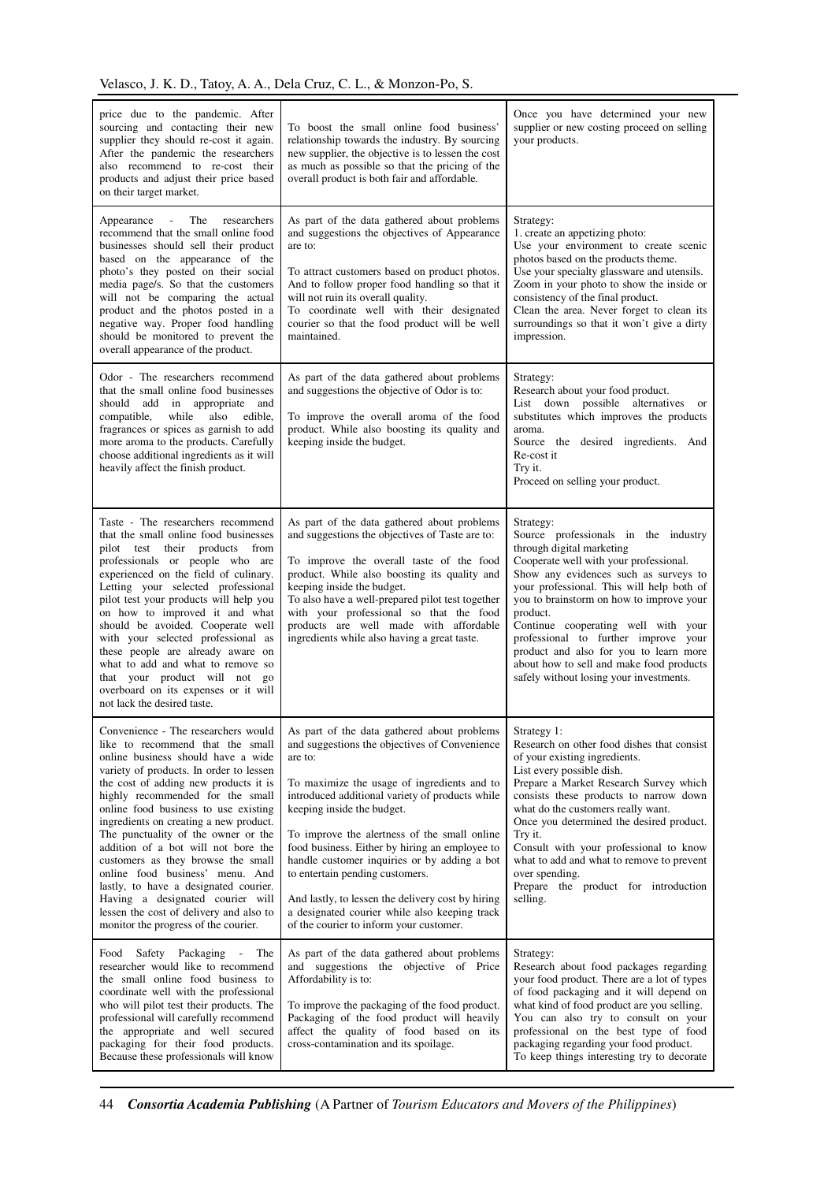| | | |
|---|---|---|
| price due to the pandemic. After sourcing and contacting their new supplier they should re-cost it again. After the pandemic the researchers also recommend to re-cost their products and adjust their price based on their target market. | To boost the small online food business' relationship towards the industry. By sourcing new supplier, the objective is to lessen the cost as much as possible so that the pricing of the overall product is both fair and affordable. | Once you have determined your new supplier or new costing proceed on selling your products. |
| Appearance - The researchers recommend that the small online food businesses should sell their product based on the appearance of the photo's they posted on their social media page/s. So that the customers will not be comparing the actual product and the photos posted in a negative way. Proper food handling should be monitored to prevent the overall appearance of the product. | As part of the data gathered about problems and suggestions the objectives of Appearance are to:<br><br>To attract customers based on product photos. And to follow proper food handling so that it will not ruin its overall quality.<br>To coordinate well with their designated courier so that the food product will be well maintained. | Strategy:<br>1. create an appetizing photo:<br>Use your environment to create scenic photos based on the products theme.<br>Use your specialty glassware and utensils.<br>Zoom in your photo to show the inside or consistency of the final product.<br>Clean the area. Never forget to clean its surroundings so that it won't give a dirty impression. |
| Odor - The researchers recommend that the small online food businesses should add in appropriate and compatible, while also edible, fragrances or spices as garnish to add more aroma to the products. Carefully choose additional ingredients as it will heavily affect the finish product. | As part of the data gathered about problems and suggestions the objective of Odor is to:<br><br>To improve the overall aroma of the food product. While also boosting its quality and keeping inside the budget. | Strategy:<br>Research about your food product.<br>List down possible alternatives or substitutes which improves the products aroma.<br>Source the desired ingredients. And Re-cost it<br>Try it.<br>Proceed on selling your product. |
| Taste - The researchers recommend that the small online food businesses pilot test their products from professionals or people who are experienced on the field of culinary. Letting your selected professional pilot test your products will help you on how to improved it and what should be avoided. Cooperate well with your selected professional as these people are already aware on what to add and what to remove so that your product will not go overboard on its expenses or it will not lack the desired taste. | As part of the data gathered about problems and suggestions the objectives of Taste are to:<br><br>To improve the overall taste of the food product. While also boosting its quality and keeping inside the budget.<br>To also have a well-prepared pilot test together with your professional so that the food products are well made with affordable ingredients while also having a great taste. | Strategy:<br>Source professionals in the industry through digital marketing<br>Cooperate well with your professional.<br>Show any evidences such as surveys to your professional. This will help both of you to brainstorm on how to improve your product.<br>Continue cooperating well with your professional to further improve your product and also for you to learn more about how to sell and make food products safely without losing your investments. |
| Convenience - The researchers would like to recommend that the small online business should have a wide variety of products. In order to lessen the cost of adding new products it is highly recommended for the small online food business to use existing ingredients on creating a new product. The punctuality of the owner or the addition of a bot will not bore the customers as they browse the small online food business' menu. And lastly, to have a designated courier. Having a designated courier will lessen the cost of delivery and also to monitor the progress of the courier. | As part of the data gathered about problems and suggestions the objectives of Convenience are to:<br><br>To maximize the usage of ingredients and to introduced additional variety of products while keeping inside the budget.<br><br>To improve the alertness of the small online food business. Either by hiring an employee to handle customer inquiries or by adding a bot to entertain pending customers.<br><br>And lastly, to lessen the delivery cost by hiring a designated courier while also keeping track of the courier to inform your customer. | Strategy 1:<br>Research on other food dishes that consist of your existing ingredients.<br>List every possible dish.<br>Prepare a Market Research Survey which consists these products to narrow down what do the customers really want.<br>Once you determined the desired product.<br>Try it.<br>Consult with your professional to know what to add and what to remove to prevent over spending.<br>Prepare the product for introduction selling. |
| Food Safety Packaging - The researcher would like to recommend the small online food business to coordinate well with the professional who will pilot test their products. The professional will carefully recommend the appropriate and well secured packaging for their food products. Because these professionals will know | As part of the data gathered about problems and suggestions the objective of Price Affordability is to:<br><br>To improve the packaging of the food product. Packaging of the food product will heavily affect the quality of food based on its cross-contamination and its spoilage. | Strategy:<br>Research about food packages regarding your food product. There are a lot of types of food packaging and it will depend on what kind of food product are you selling. You can also try to consult on your professional on the best type of food packaging regarding your food product.<br>To keep things interesting try to decorate |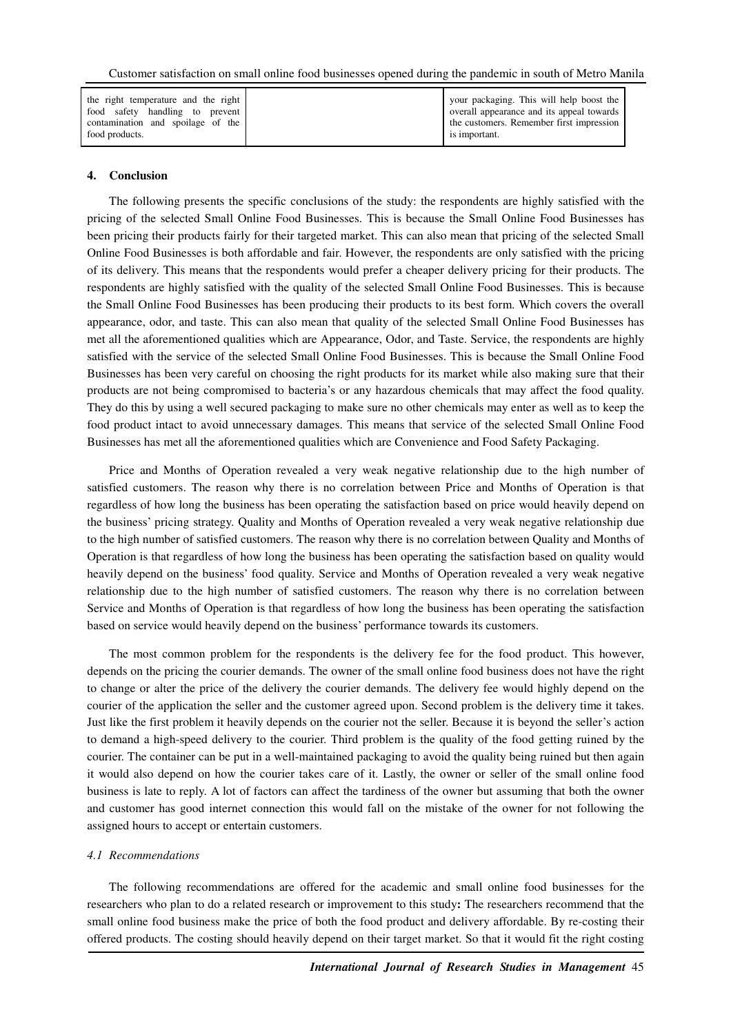| the right temperature and the right food safety handling to prevent contamination and spoilage of the food products. | | your packaging. This will help boost the overall appearance and its appeal towards the customers. Remember first impression is important. |
|---|---|---|

## 4. Conclusion

The following presents the specific conclusions of the study: the respondents are highly satisfied with the pricing of the selected Small Online Food Businesses. This is because the Small Online Food Businesses has been pricing their products fairly for their targeted market. This can also mean that pricing of the selected Small Online Food Businesses is both affordable and fair. However, the respondents are only satisfied with the pricing of its delivery. This means that the respondents would prefer a cheaper delivery pricing for their products. The respondents are highly satisfied with the quality of the selected Small Online Food Businesses. This is because the Small Online Food Businesses has been producing their products to its best form. Which covers the overall appearance, odor, and taste. This can also mean that quality of the selected Small Online Food Businesses has met all the aforementioned qualities which are Appearance, Odor, and Taste. Service, the respondents are highly satisfied with the service of the selected Small Online Food Businesses. This is because the Small Online Food Businesses has been very careful on choosing the right products for its market while also making sure that their products are not being compromised to bacteria's or any hazardous chemicals that may affect the food quality. They do this by using a well secured packaging to make sure no other chemicals may enter as well as to keep the food product intact to avoid unnecessary damages. This means that service of the selected Small Online Food Businesses has met all the aforementioned qualities which are Convenience and Food Safety Packaging.

Price and Months of Operation revealed a very weak negative relationship due to the high number of satisfied customers. The reason why there is no correlation between Price and Months of Operation is that regardless of how long the business has been operating the satisfaction based on price would heavily depend on the business' pricing strategy. Quality and Months of Operation revealed a very weak negative relationship due to the high number of satisfied customers. The reason why there is no correlation between Quality and Months of Operation is that regardless of how long the business has been operating the satisfaction based on quality would heavily depend on the business' food quality. Service and Months of Operation revealed a very weak negative relationship due to the high number of satisfied customers. The reason why there is no correlation between Service and Months of Operation is that regardless of how long the business has been operating the satisfaction based on service would heavily depend on the business' performance towards its customers.

The most common problem for the respondents is the delivery fee for the food product. This however, depends on the pricing the courier demands. The owner of the small online food business does not have the right to change or alter the price of the delivery the courier demands. The delivery fee would highly depend on the courier of the application the seller and the customer agreed upon. Second problem is the delivery time it takes. Just like the first problem it heavily depends on the courier not the seller. Because it is beyond the seller's action to demand a high-speed delivery to the courier. Third problem is the quality of the food getting ruined by the courier. The container can be put in a well-maintained packaging to avoid the quality being ruined but then again it would also depend on how the courier takes care of it. Lastly, the owner or seller of the small online food business is late to reply. A lot of factors can affect the tardiness of the owner but assuming that both the owner and customer has good internet connection this would fall on the mistake of the owner for not following the assigned hours to accept or entertain customers.

### *4.1 Recommendations*

The following recommendations are offered for the academic and small online food businesses for the researchers who plan to do a related research or improvement to this study**:** The researchers recommend that the small online food business make the price of both the food product and delivery affordable. By re-costing their offered products. The costing should heavily depend on their target market. So that it would fit the right costing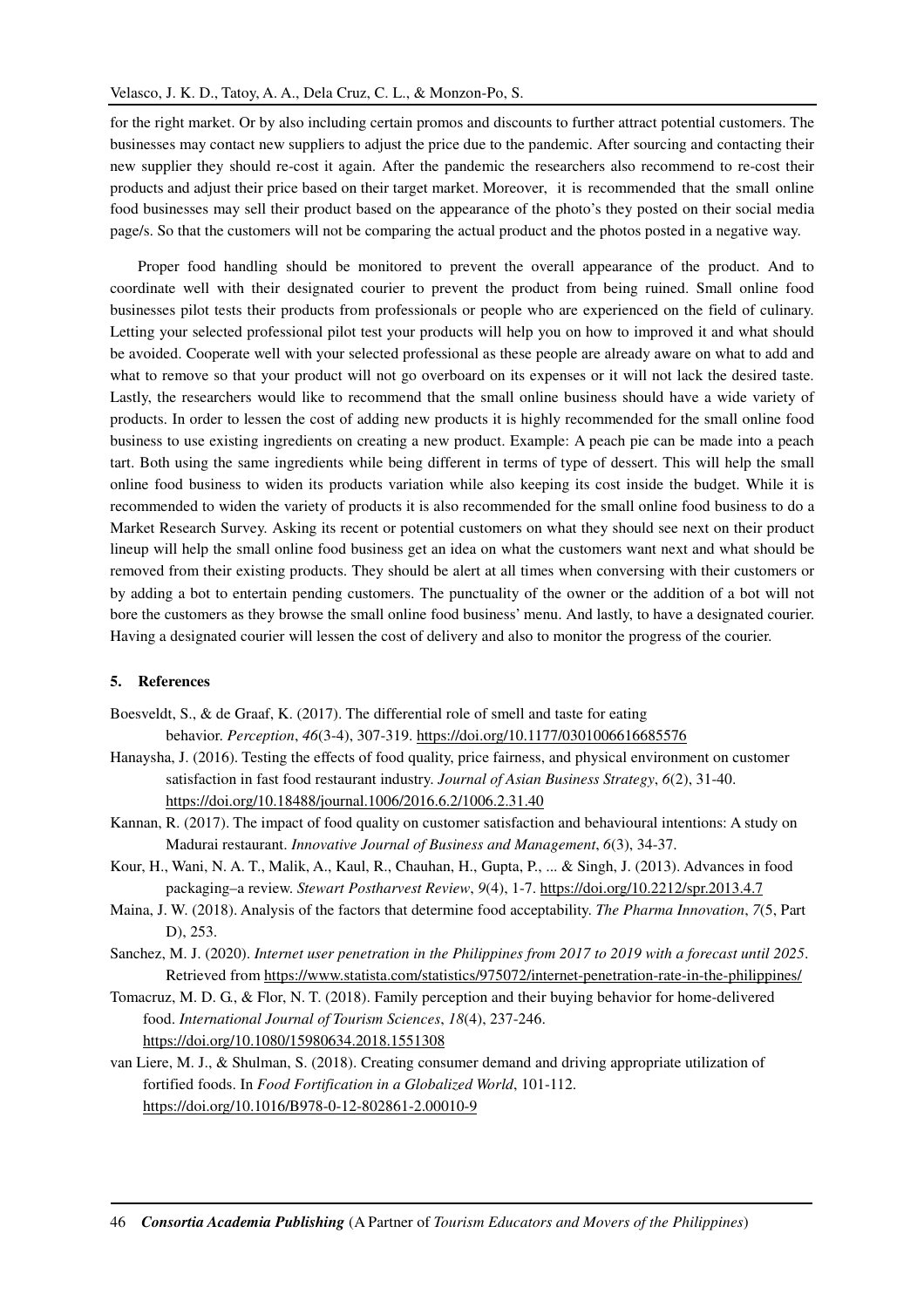for the right market. Or by also including certain promos and discounts to further attract potential customers. The businesses may contact new suppliers to adjust the price due to the pandemic. After sourcing and contacting their new supplier they should re-cost it again. After the pandemic the researchers also recommend to re-cost their products and adjust their price based on their target market. Moreover, it is recommended that the small online food businesses may sell their product based on the appearance of the photo's they posted on their social media page/s. So that the customers will not be comparing the actual product and the photos posted in a negative way.

Proper food handling should be monitored to prevent the overall appearance of the product. And to coordinate well with their designated courier to prevent the product from being ruined. Small online food businesses pilot tests their products from professionals or people who are experienced on the field of culinary. Letting your selected professional pilot test your products will help you on how to improved it and what should be avoided. Cooperate well with your selected professional as these people are already aware on what to add and what to remove so that your product will not go overboard on its expenses or it will not lack the desired taste. Lastly, the researchers would like to recommend that the small online business should have a wide variety of products. In order to lessen the cost of adding new products it is highly recommended for the small online food business to use existing ingredients on creating a new product. Example: A peach pie can be made into a peach tart. Both using the same ingredients while being different in terms of type of dessert. This will help the small online food business to widen its products variation while also keeping its cost inside the budget. While it is recommended to widen the variety of products it is also recommended for the small online food business to do a Market Research Survey. Asking its recent or potential customers on what they should see next on their product lineup will help the small online food business get an idea on what the customers want next and what should be removed from their existing products. They should be alert at all times when conversing with their customers or by adding a bot to entertain pending customers. The punctuality of the owner or the addition of a bot will not bore the customers as they browse the small online food business' menu. And lastly, to have a designated courier. Having a designated courier will lessen the cost of delivery and also to monitor the progress of the courier.

## 5. References

Boesveldt, S., & de Graaf, K. (2017). The differential role of smell and taste for eating behavior. *Perception*, *46*(3-4), 307-319. https://doi.org/10.1177/0301006616685576

Hanaysha, J. (2016). Testing the effects of food quality, price fairness, and physical environment on customer satisfaction in fast food restaurant industry. *Journal of Asian Business Strategy*, *6*(2), 31-40. https://doi.org/10.18488/journal.1006/2016.6.2/1006.2.31.40

Kannan, R. (2017). The impact of food quality on customer satisfaction and behavioural intentions: A study on Madurai restaurant. *Innovative Journal of Business and Management*, *6*(3), 34-37.

Kour, H., Wani, N. A. T., Malik, A., Kaul, R., Chauhan, H., Gupta, P., ... & Singh, J. (2013). Advances in food packaging–a review. *Stewart Postharvest Review*, *9*(4), 1-7. https://doi.org/10.2212/spr.2013.4.7

Maina, J. W. (2018). Analysis of the factors that determine food acceptability. *The Pharma Innovation*, *7*(5, Part D), 253.

Sanchez, M. J. (2020). *Internet user penetration in the Philippines from 2017 to 2019 with a forecast until 2025*. Retrieved from https://www.statista.com/statistics/975072/internet-penetration-rate-in-the-philippines/

Tomacruz, M. D. G., & Flor, N. T. (2018). Family perception and their buying behavior for home-delivered food. *International Journal of Tourism Sciences*, *18*(4), 237-246. https://doi.org/10.1080/15980634.2018.1551308

van Liere, M. J., & Shulman, S. (2018). Creating consumer demand and driving appropriate utilization of fortified foods. In *Food Fortification in a Globalized World*, 101-112. https://doi.org/10.1016/B978-0-12-802861-2.00010-9